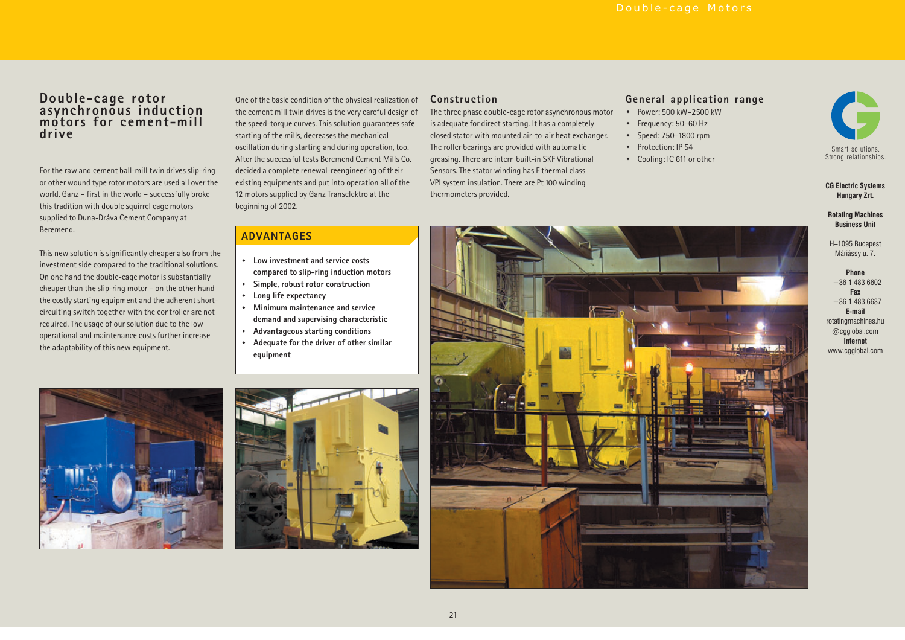# Double-cage rotor asynchronous induction motors for cement-mill drive

For the raw and cement ball-mill twin drives slip-ring or other wound type rotor motors are used all over the world. Ganz – first in the world – successfully broke this tradition with double squirrel cage motors supplied to Duna-Dráva Cement Company at Beremend.

This new solution is significantly cheaper also from the investment side compared to the traditional solutions. On one hand the double-cage motor is substantially cheaper than the slip-ring motor – on the other hand the costly starting equipment and the adherent short-circuiting switch together with the controller are not required. The usage of our solution due to the low operational and maintenance costs further increase the adaptability of this new equipment.

One of the basic condition of the physical realization of the cement mill twin drives is the very careful design of the speed-torque curves. This solution guarantees safe starting of the mills, decreases the mechanical oscillation during starting and during operation, too. After the successful tests Beremend Cement Mills Co. decided a complete renewal-reengineering of their existing equipments and put into operation all of the 12 motors supplied by Ganz Transelektro at the beginning of 2002.

## ADVANTAGES

- **Low investment and service costs compared to slip-ring induction motors**
- **Simple, robust rotor construction**
- **Long life expectancy**
- **Minimum maintenance and service demand and supervising characteristic**
- **Advantageous starting conditions**
- **Adequate for the driver of other similar equipment**

## Construction

The three phase double-cage rotor asynchronous motor is adequate for direct starting. It has a completely closed stator with mounted air-to-air heat exchanger. The roller bearings are provided with automatic greasing. There are intern built-in SKF Vibrational Sensors. The stator winding has F thermal class VPI system insulation. There are Pt 100 winding thermometers provided.

## General application range

- Power: 500 kW–2500 kW
- Frequency: 50–60 Hz
- Speed: 750–1800 rpm
- Protection: IP 54
- Cooling: IC 611 or other

Smart solutions.
Strong relationships.

**CG Electric Systems Hungary Zrt.**

**Rotating Machines Business Unit**

H–1095 Budapest
Máriássy u. 7.

**Phone**
+36 1 483 6602
**Fax**
+36 1 483 6637
**E-mail**
rotatingmachines.hu@cgglobal.com
**Internet**
www.cgglobal.com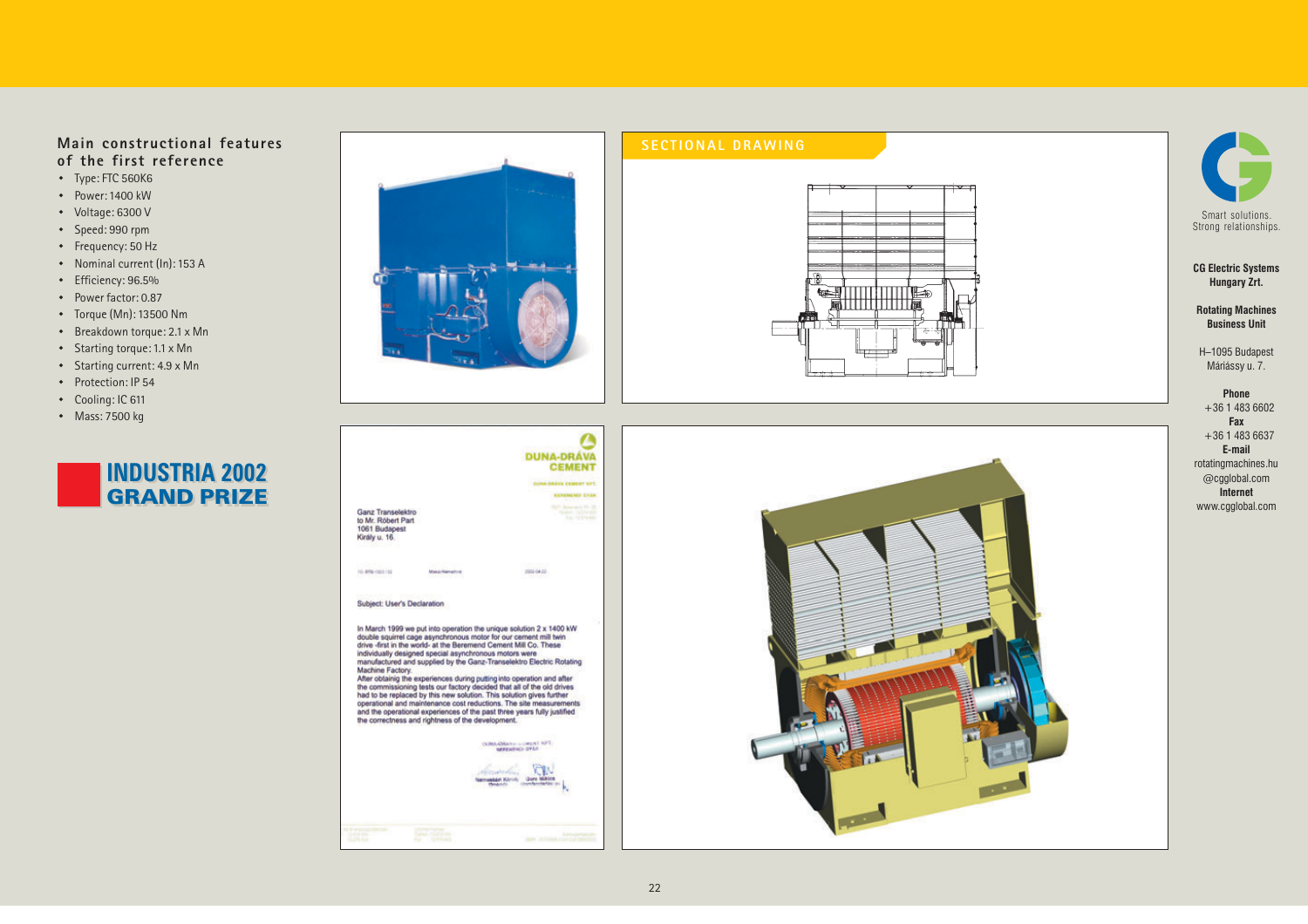## Main constructional features of the first reference

- Type: FTC 560K6
- Power: 1400 kW
- Voltage: 6300 V
- Speed: 990 rpm
- Frequency: 50 Hz
- Nominal current (In): 153 A
- Efficiency: 96.5%
- Power factor: 0.87
- Torque (Mn): 13500 Nm
- Breakdown torque: 2.1 x Mn
- Starting torque: 1.1 x Mn
- Starting current: 4.9 x Mn
- Protection: IP 54
- Cooling: IC 611
- Mass: 7500 kg

**INDUSTRIA 2002**
**GRAND PRIZE**

### SECTIONAL DRAWING

DUNA-DRÁVA CEMENT

Ganz Transelektro
to Mr. Róbert Part
1061 Budapest
Király u. 16.

Subject: User's Declaration

In March 1999 we put into operation the unique solution 2 x 1400 kW double squirrel cage asynchronous motor for our cement mill twin drive -first in the world- at the Beremend Cement Mill Co. These individually designed special asynchronous motors were manufactured and supplied by the Ganz-Transelektro Electric Rotating Machine Factory.
After obtainig the experiences during putting into operation and after the commissioning tests our factory decided that all of the old drives had to be replaced by this new solution. This solution gives further operational and maintenance cost reductions. The site measurements and the operational experiences of the past three years fully justified the correctness and rightness of the development.

Smart solutions.
Strong relationships.

**CG Electric Systems Hungary Zrt.**

**Rotating Machines Business Unit**

H–1095 Budapest
Máriássy u. 7.

**Phone**
+36 1 483 6602
**Fax**
+36 1 483 6637
**E-mail**
rotatingmachines.hu
@cgglobal.com
**Internet**
www.cgglobal.com